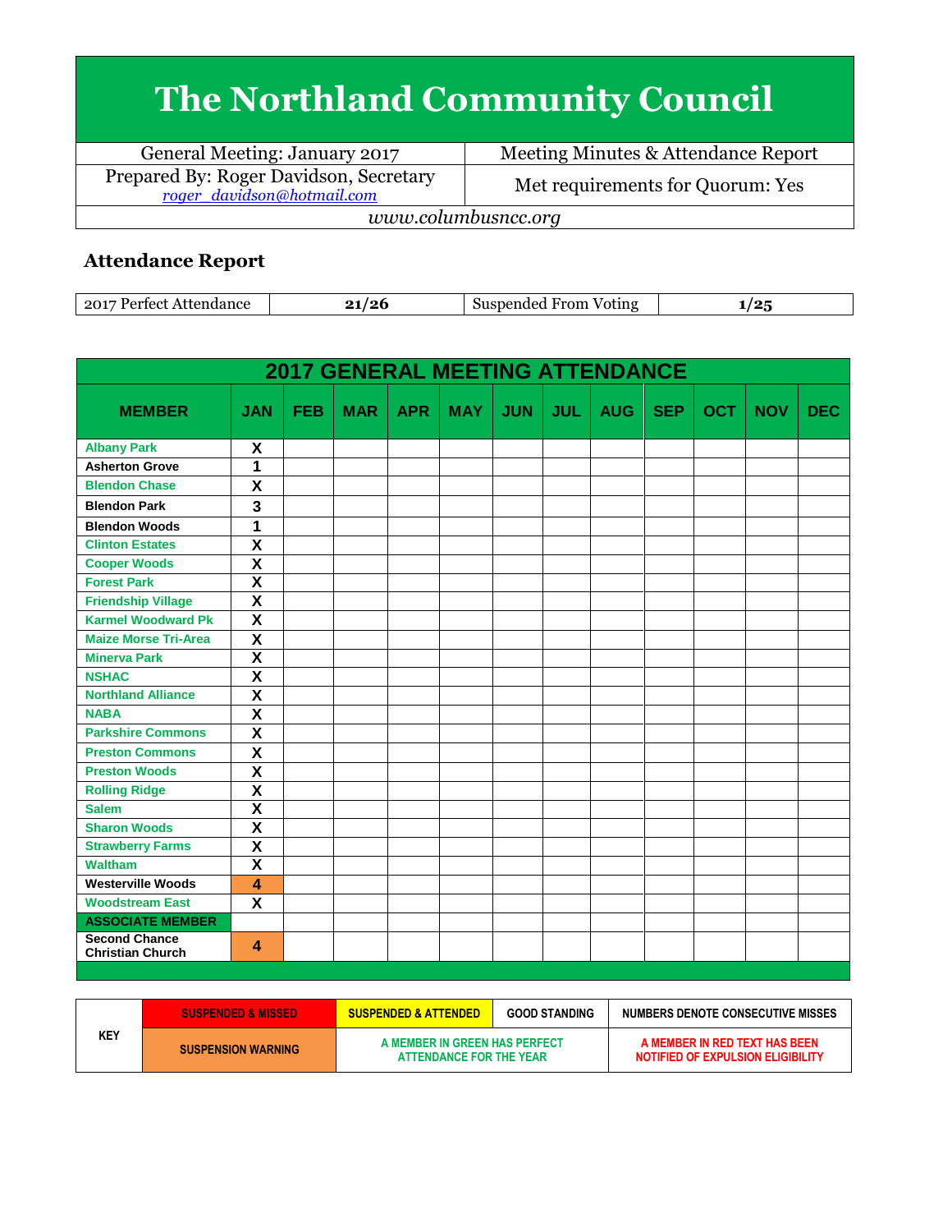# The Northland Community Council

| General Meeting: January 2017 | Meeting Minutes & Attendance Report |
|---|---|
| Prepared By: Roger Davidson, Secretary<br>*roger_davidson@hotmail.com* | Met requirements for Quorum: Yes |
| *www.columbusncc.org* | |

## Attendance Report

| 2017 Perfect Attendance | 21/26 | Suspended From Voting | 1/25 |
|---|---|---|---|

| 2017 GENERAL MEETING ATTENDANCE | | | | | | | | | | | | |
|---|---|---|---|---|---|---|---|---|---|---|---|---|
| **MEMBER** | **JAN** | **FEB** | **MAR** | **APR** | **MAY** | **JUN** | **JUL** | **AUG** | **SEP** | **OCT** | **NOV** | **DEC** |
| Albany Park | X | | | | | | | | | | | |
| Asherton Grove | 1 | | | | | | | | | | | |
| Blendon Chase | X | | | | | | | | | | | |
| Blendon Park | 3 | | | | | | | | | | | |
| Blendon Woods | 1 | | | | | | | | | | | |
| Clinton Estates | X | | | | | | | | | | | |
| Cooper Woods | X | | | | | | | | | | | |
| Forest Park | X | | | | | | | | | | | |
| Friendship Village | X | | | | | | | | | | | |
| Karmel Woodward Pk | X | | | | | | | | | | | |
| Maize Morse Tri-Area | X | | | | | | | | | | | |
| Minerva Park | X | | | | | | | | | | | |
| NSHAC | X | | | | | | | | | | | |
| Northland Alliance | X | | | | | | | | | | | |
| NABA | X | | | | | | | | | | | |
| Parkshire Commons | X | | | | | | | | | | | |
| Preston Commons | X | | | | | | | | | | | |
| Preston Woods | X | | | | | | | | | | | |
| Rolling Ridge | X | | | | | | | | | | | |
| Salem | X | | | | | | | | | | | |
| Sharon Woods | X | | | | | | | | | | | |
| Strawberry Farms | X | | | | | | | | | | | |
| Waltham | X | | | | | | | | | | | |
| Westerville Woods | 4 | | | | | | | | | | | |
| Woodstream East | X | | | | | | | | | | | |
| **ASSOCIATE MEMBER** | | | | | | | | | | | | |
| Second Chance Christian Church | 4 | | | | | | | | | | | |

| KEY | SUSPENDED & MISSED | SUSPENDED & ATTENDED | GOOD STANDING | NUMBERS DENOTE CONSECUTIVE MISSES |
|---|---|---|---|---|
| | SUSPENSION WARNING | A MEMBER IN GREEN HAS PERFECT ATTENDANCE FOR THE YEAR | | A MEMBER IN RED TEXT HAS BEEN NOTIFIED OF EXPULSION ELIGIBILITY |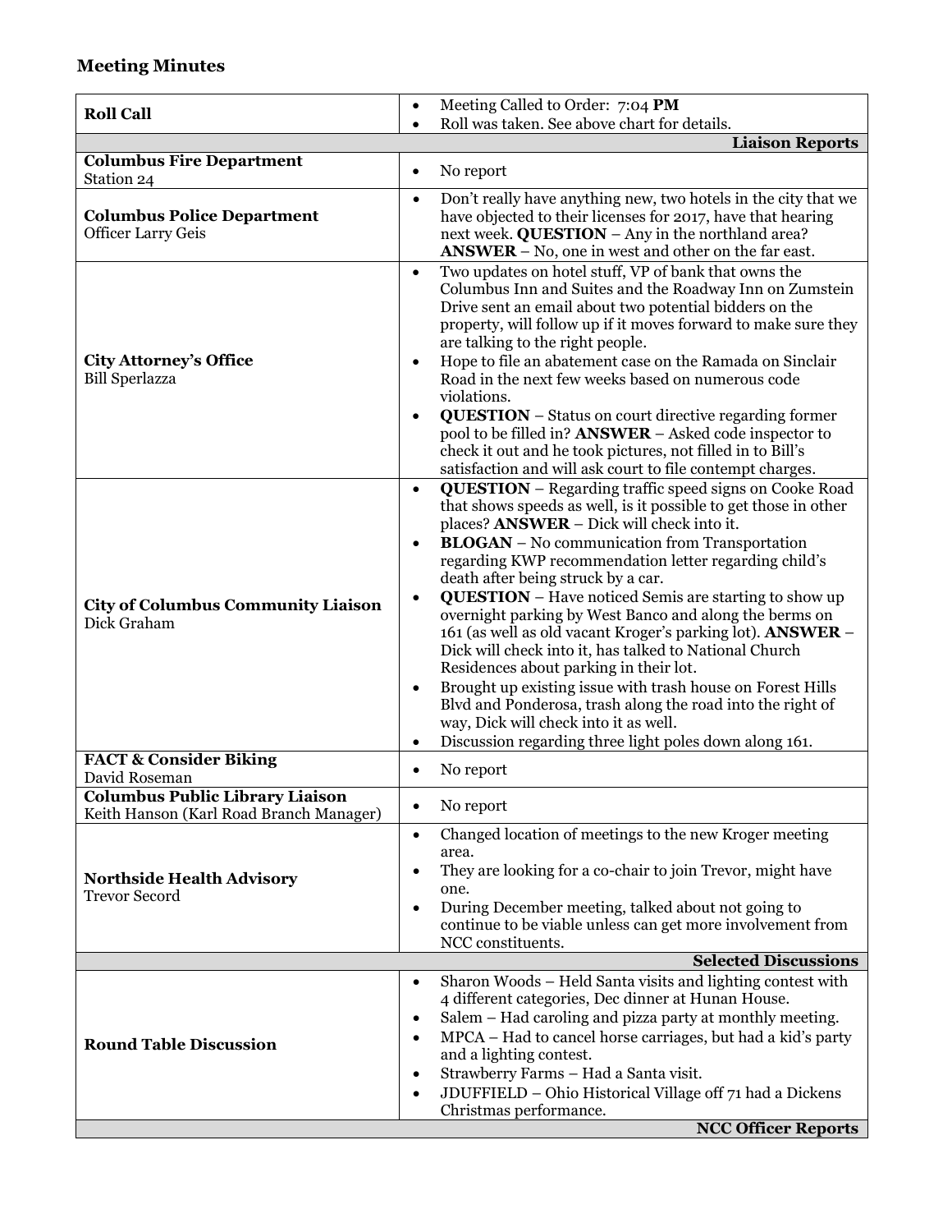## Meeting Minutes

| | |
|---|---|
| **Roll Call** | • Meeting Called to Order: 7:04 **PM**<br>• Roll was taken. See above chart for details. |
| | **Liaison Reports** |
| **Columbus Fire Department**<br>Station 24 | • No report |
| **Columbus Police Department**<br>Officer Larry Geis | • Don't really have anything new, two hotels in the city that we have objected to their licenses for 2017, have that hearing next week. **QUESTION** – Any in the northland area? **ANSWER** – No, one in west and other on the far east. |
| **City Attorney's Office**<br>Bill Sperlazza | • Two updates on hotel stuff, VP of bank that owns the Columbus Inn and Suites and the Roadway Inn on Zumstein Drive sent an email about two potential bidders on the property, will follow up if it moves forward to make sure they are talking to the right people.<br>• Hope to file an abatement case on the Ramada on Sinclair Road in the next few weeks based on numerous code violations.<br>• **QUESTION** – Status on court directive regarding former pool to be filled in? **ANSWER** – Asked code inspector to check it out and he took pictures, not filled in to Bill's satisfaction and will ask court to file contempt charges. |
| **City of Columbus Community Liaison**<br>Dick Graham | • **QUESTION** – Regarding traffic speed signs on Cooke Road that shows speeds as well, is it possible to get those in other places? **ANSWER** – Dick will check into it.<br>• **BLOGAN** – No communication from Transportation regarding KWP recommendation letter regarding child's death after being struck by a car.<br>• **QUESTION** – Have noticed Semis are starting to show up overnight parking by West Banco and along the berms on 161 (as well as old vacant Kroger's parking lot). **ANSWER** – Dick will check into it, has talked to National Church Residences about parking in their lot.<br>• Brought up existing issue with trash house on Forest Hills Blvd and Ponderosa, trash along the road into the right of way, Dick will check into it as well.<br>• Discussion regarding three light poles down along 161. |
| **FACT & Consider Biking**<br>David Roseman | • No report |
| **Columbus Public Library Liaison**<br>Keith Hanson (Karl Road Branch Manager) | • No report |
| **Northside Health Advisory**<br>Trevor Secord | • Changed location of meetings to the new Kroger meeting area.<br>• They are looking for a co-chair to join Trevor, might have one.<br>• During December meeting, talked about not going to continue to be viable unless can get more involvement from NCC constituents. |
| | **Selected Discussions** |
| **Round Table Discussion** | • Sharon Woods – Held Santa visits and lighting contest with 4 different categories, Dec dinner at Hunan House.<br>• Salem – Had caroling and pizza party at monthly meeting.<br>• MPCA – Had to cancel horse carriages, but had a kid's party and a lighting contest.<br>• Strawberry Farms – Had a Santa visit.<br>• JDUFFIELD – Ohio Historical Village off 71 had a Dickens Christmas performance. |
| | **NCC Officer Reports** |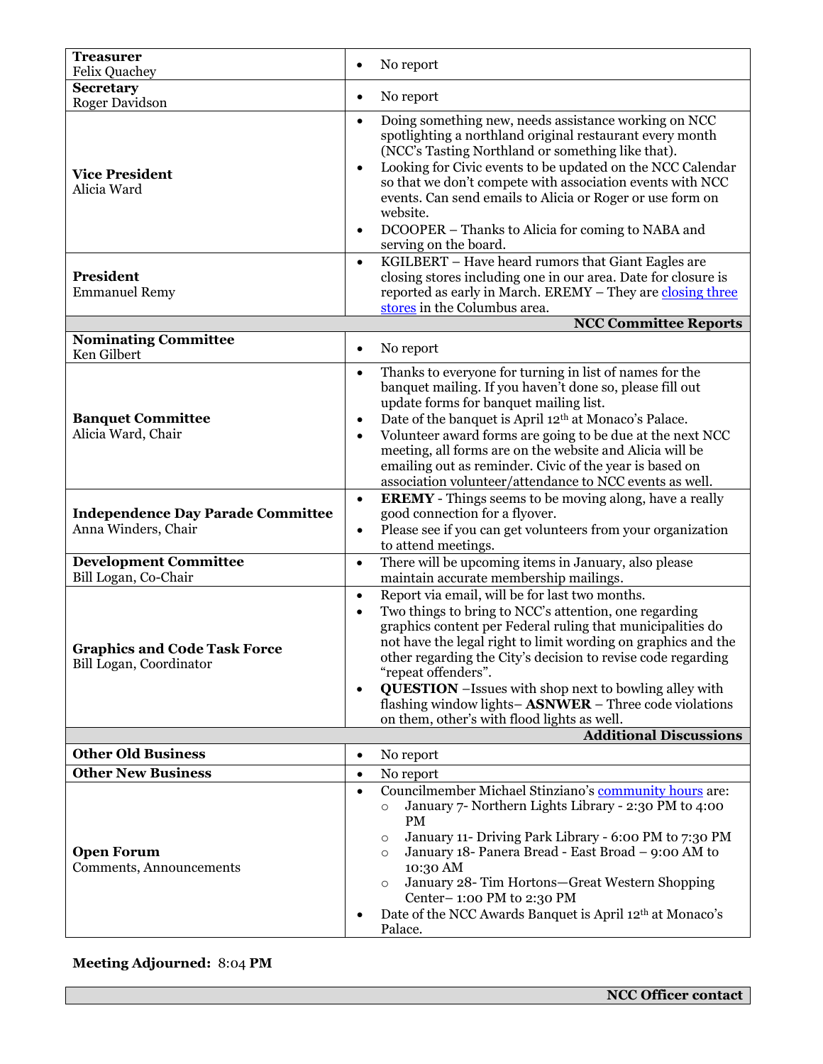| | |
|---|---|
| **Treasurer**<br>Felix Quachey | • No report |
| **Secretary**<br>Roger Davidson | • No report |
| **Vice President**<br>Alicia Ward | • Doing something new, needs assistance working on NCC spotlighting a northland original restaurant every month (NCC's Tasting Northland or something like that).<br>• Looking for Civic events to be updated on the NCC Calendar so that we don't compete with association events with NCC events. Can send emails to Alicia or Roger or use form on website.<br>• DCOOPER – Thanks to Alicia for coming to NABA and serving on the board. |
| **President**<br>Emmanuel Remy | • KGILBERT – Have heard rumors that Giant Eagles are closing stores including one in our area. Date for closure is reported as early in March. EREMY – They are closing three stores in the Columbus area. |
| | **NCC Committee Reports** |
| **Nominating Committee**<br>Ken Gilbert | • No report |
| **Banquet Committee**<br>Alicia Ward, Chair | • Thanks to everyone for turning in list of names for the banquet mailing. If you haven't done so, please fill out update forms for banquet mailing list.<br>• Date of the banquet is April 12th at Monaco's Palace.<br>• Volunteer award forms are going to be due at the next NCC meeting, all forms are on the website and Alicia will be emailing out as reminder. Civic of the year is based on association volunteer/attendance to NCC events as well. |
| **Independence Day Parade Committee**<br>Anna Winders, Chair | • **EREMY** - Things seems to be moving along, have a really good connection for a flyover.<br>• Please see if you can get volunteers from your organization to attend meetings. |
| **Development Committee**<br>Bill Logan, Co-Chair | • There will be upcoming items in January, also please maintain accurate membership mailings. |
| **Graphics and Code Task Force**<br>Bill Logan, Coordinator | • Report via email, will be for last two months.<br>• Two things to bring to NCC's attention, one regarding graphics content per Federal ruling that municipalities do not have the legal right to limit wording on graphics and the other regarding the City's decision to revise code regarding "repeat offenders".<br>• **QUESTION** –Issues with shop next to bowling alley with flashing window lights– **ASNWER** – Three code violations on them, other's with flood lights as well. |
| | **Additional Discussions** |
| **Other Old Business** | • No report |
| **Other New Business** | • No report |
| **Open Forum**<br>Comments, Announcements | • Councilmember Michael Stinziano's community hours are:<br>  ○ January 7- Northern Lights Library - 2:30 PM to 4:00 PM<br>  ○ January 11- Driving Park Library - 6:00 PM to 7:30 PM<br>  ○ January 18- Panera Bread - East Broad – 9:00 AM to 10:30 AM<br>  ○ January 28- Tim Hortons—Great Western Shopping Center– 1:00 PM to 2:30 PM<br>• Date of the NCC Awards Banquet is April 12th at Monaco's Palace. |

**Meeting Adjourned:** 8:04 **PM**

| |
|---|
| **NCC Officer contact** |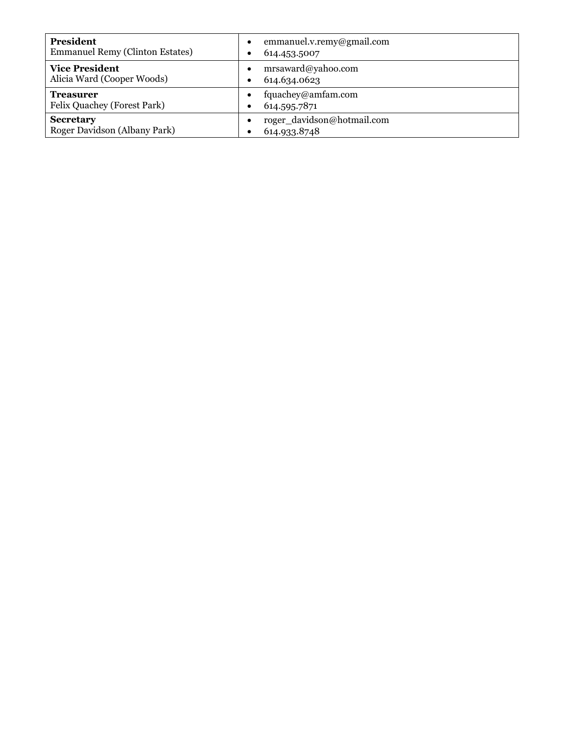| | |
|---|---|
| **President**<br>Emmanuel Remy (Clinton Estates) | • emmanuel.v.remy@gmail.com<br>• 614.453.5007 |
| **Vice President**<br>Alicia Ward (Cooper Woods) | • mrsaward@yahoo.com<br>• 614.634.0623 |
| **Treasurer**<br>Felix Quachey (Forest Park) | • fquachey@amfam.com<br>• 614.595.7871 |
| **Secretary**<br>Roger Davidson (Albany Park) | • roger_davidson@hotmail.com<br>• 614.933.8748 |